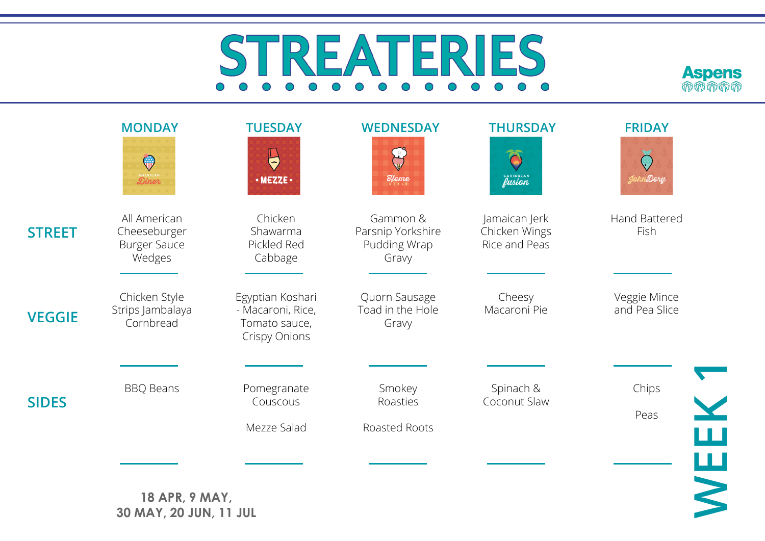# STREATERIES

Aspens

| | MONDAY | TUESDAY | WEDNESDAY | THURSDAY | FRIDAY |
|---|---|---|---|---|---|
| | American Diner | • MEZZE • | Home Style | Caribbean fusion | JohnDory |
| **STREET** | All American Cheeseburger Burger Sauce Wedges | Chicken Shawarma Pickled Red Cabbage | Gammon & Parsnip Yorkshire Pudding Wrap Gravy | Jamaican Jerk Chicken Wings Rice and Peas | Hand Battered Fish |
| **VEGGIE** | Chicken Style Strips Jambalaya Cornbread | Egyptian Koshari - Macaroni, Rice, Tomato sauce, Crispy Onions | Quorn Sausage Toad in the Hole Gravy | Cheesy Macaroni Pie | Veggie Mince and Pea Slice |
| **SIDES** | BBQ Beans | Pomegranate Couscous<br><br>Mezze Salad | Smokey Roasties<br><br>Roasted Roots | Spinach & Coconut Slaw | Chips<br><br>Peas |

**18 APR, 9 MAY, 30 MAY, 20 JUN, 11 JUL**

**WEEK 1**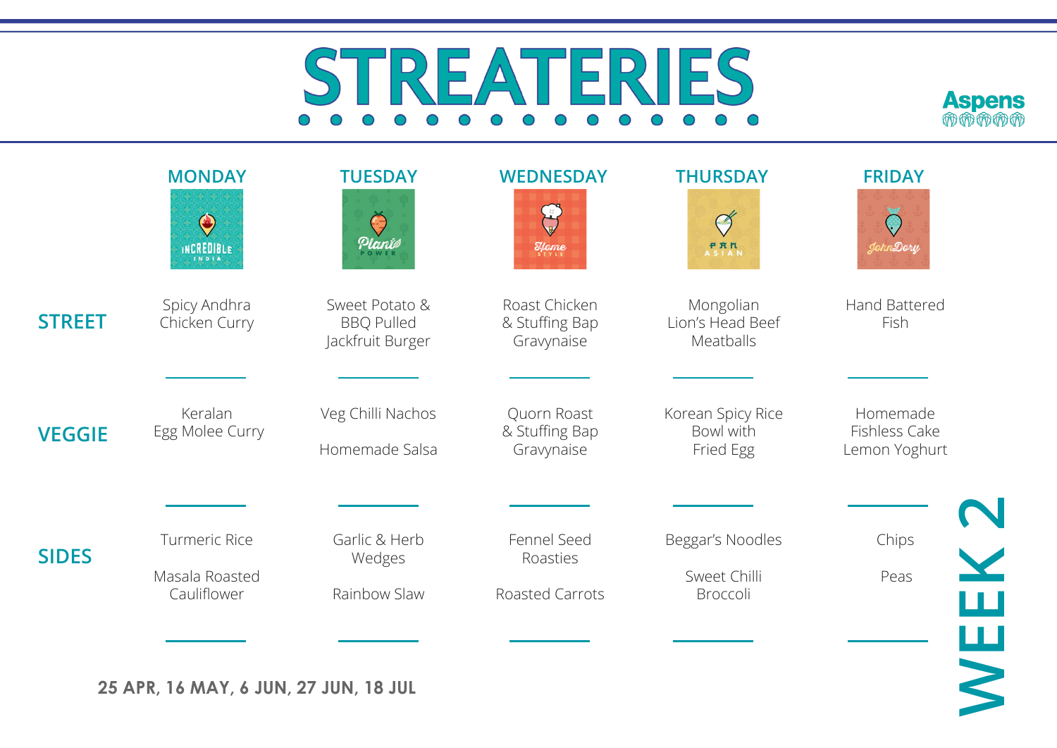# STREATERIES

Aspens

## WEEK 2

| | MONDAY | TUESDAY | WEDNESDAY | THURSDAY | FRIDAY |
|---|---|---|---|---|---|
| | INCREDIBLE INDIA | Plant POWER | Home STYLE | PAN ASIAN | John Dory |
| **STREET** | Spicy Andhra Chicken Curry | Sweet Potato & BBQ Pulled Jackfruit Burger | Roast Chicken & Stuffing Bap Gravynaise | Mongolian Lion's Head Beef Meatballs | Hand Battered Fish |
| **VEGGIE** | Keralan Egg Molee Curry | Veg Chilli Nachos<br><br>Homemade Salsa | Quorn Roast & Stuffing Bap Gravynaise | Korean Spicy Rice Bowl with Fried Egg | Homemade Fishless Cake Lemon Yoghurt |
| **SIDES** | Turmeric Rice<br><br>Masala Roasted Cauliflower | Garlic & Herb Wedges<br><br>Rainbow Slaw | Fennel Seed Roasties<br><br>Roasted Carrots | Beggar's Noodles<br><br>Sweet Chilli Broccoli | Chips<br><br>Peas |

**25 APR, 16 MAY, 6 JUN, 27 JUN, 18 JUL**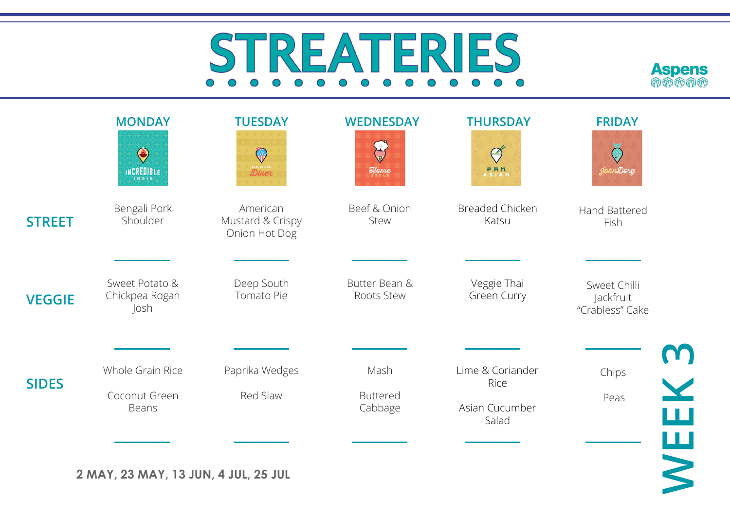# STREATERIES

Aspens

| | MONDAY | TUESDAY | WEDNESDAY | THURSDAY | FRIDAY |
|---|---|---|---|---|---|
| | INCREDIBLE INDIA | AMERICAN Diner | Home STYLE | PAN ASIAN | John Dory |
| **STREET** | Bengali Pork Shoulder | American Mustard & Crispy Onion Hot Dog | Beef & Onion Stew | Breaded Chicken Katsu | Hand Battered Fish |
| **VEGGIE** | Sweet Potato & Chickpea Rogan Josh | Deep South Tomato Pie | Butter Bean & Roots Stew | Veggie Thai Green Curry | Sweet Chilli Jackfruit "Crabless" Cake |
| **SIDES** | Whole Grain Rice<br><br>Coconut Green Beans | Paprika Wedges<br><br>Red Slaw | Mash<br><br>Buttered Cabbage | Lime & Coriander Rice<br><br>Asian Cucumber Salad | Chips<br><br>Peas |

**2 MAY, 23 MAY, 13 JUN, 4 JUL, 25 JUL**

**WEEK 3**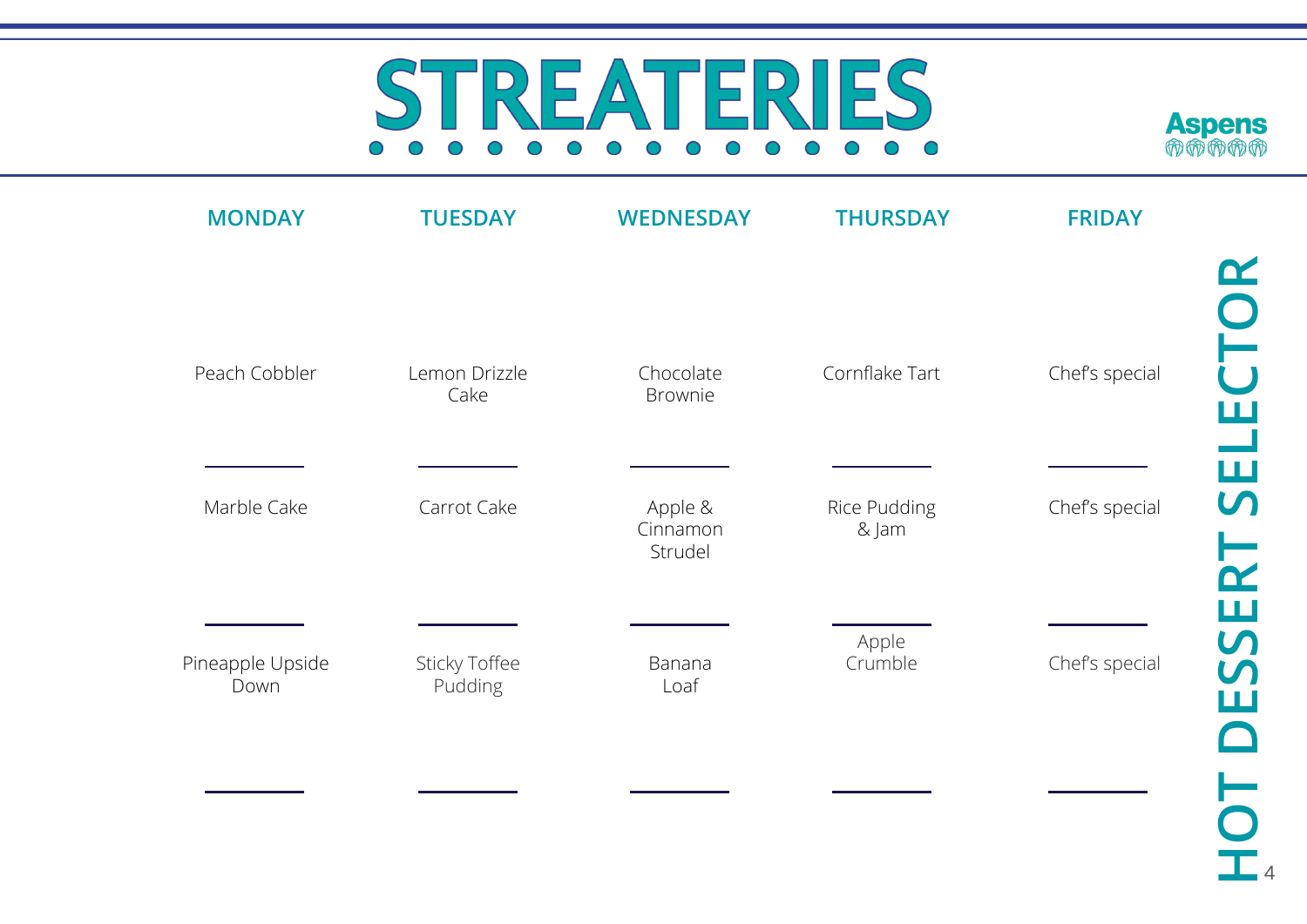# STREATERIES

Aspens

## HOT DESSERT SELECTOR

| MONDAY | TUESDAY | WEDNESDAY | THURSDAY | FRIDAY |
|---|---|---|---|---|
| Peach Cobbler | Lemon Drizzle Cake | Chocolate Brownie | Cornflake Tart | Chef's special |
| Marble Cake | Carrot Cake | Apple & Cinnamon Strudel | Rice Pudding & Jam | Chef's special |
| Pineapple Upside Down | Sticky Toffee Pudding | Banana Loaf | Apple Crumble | Chef's special |